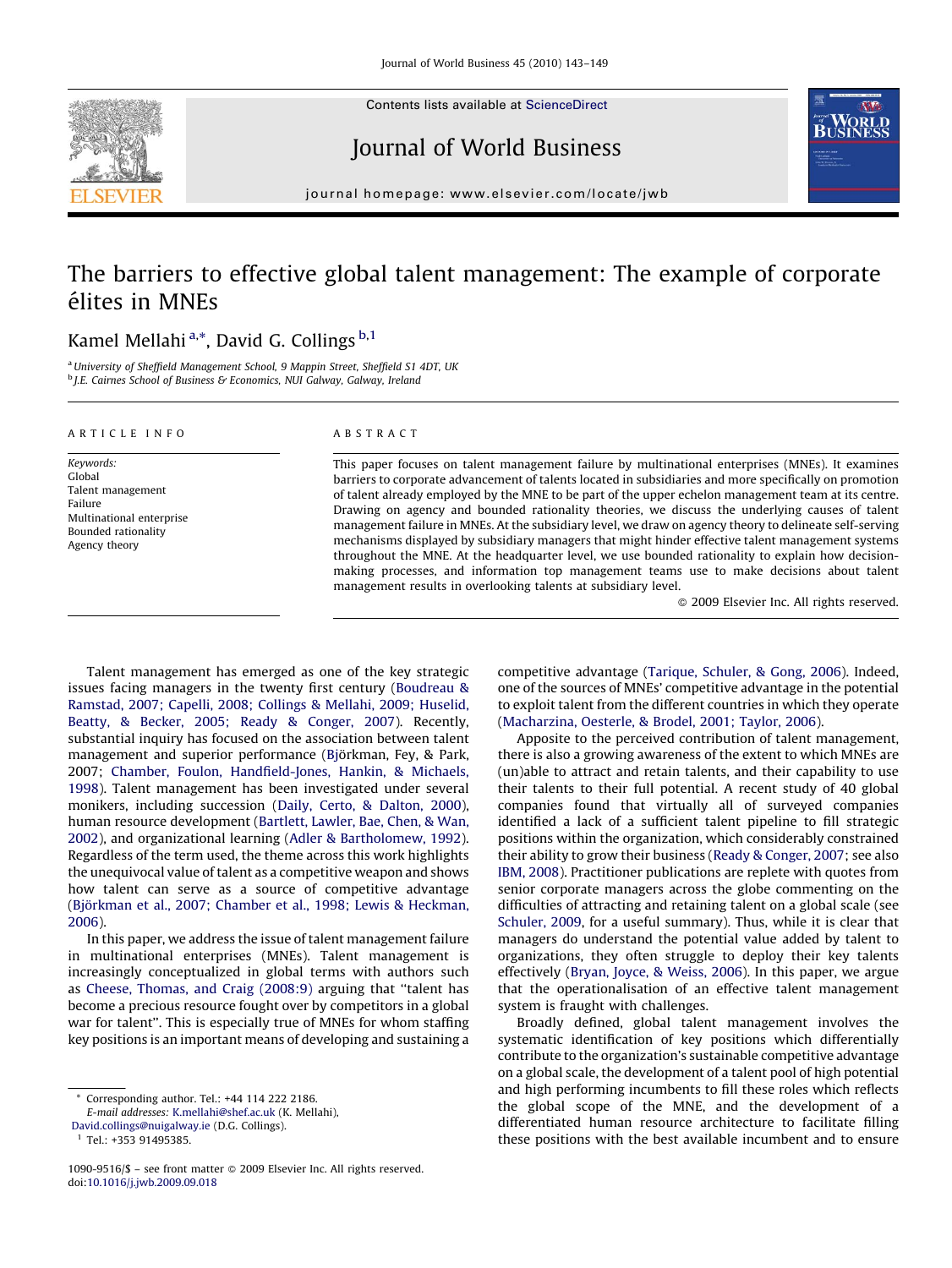# The barriers to effective global talent management: The example of corporate élites in MNEs

Kamel Mellahi [a,*], David G. Collings [b,1]

[a] University of Sheffield Management School, 9 Mappin Street, Sheffield S1 4DT, UK
[b] J.E. Cairnes School of Business & Economics, NUI Galway, Galway, Ireland

**ARTICLE INFO**

*Keywords:*
Global
Talent management
Failure
Multinational enterprise
Bounded rationality
Agency theory

**ABSTRACT**

This paper focuses on talent management failure by multinational enterprises (MNEs). It examines barriers to corporate advancement of talents located in subsidiaries and more specifically on promotion of talent already employed by the MNE to be part of the upper echelon management team at its centre. Drawing on agency and bounded rationality theories, we discuss the underlying causes of talent management failure in MNEs. At the subsidiary level, we draw on agency theory to delineate self-serving mechanisms displayed by subsidiary managers that might hinder effective talent management systems throughout the MNE. At the headquarter level, we use bounded rationality to explain how decision-making processes, and information top management teams use to make decisions about talent management results in overlooking talents at subsidiary level.

© 2009 Elsevier Inc. All rights reserved.

Talent management has emerged as one of the key strategic issues facing managers in the twenty first century (Boudreau & Ramstad, 2007; Capelli, 2008; Collings & Mellahi, 2009; Huselid, Beatty, & Becker, 2005; Ready & Conger, 2007). Recently, substantial inquiry has focused on the association between talent management and superior performance (Björkman, Fey, & Park, 2007; Chamber, Foulon, Handfield-Jones, Hankin, & Michaels, 1998). Talent management has been investigated under several monikers, including succession (Daily, Certo, & Dalton, 2000), human resource development (Bartlett, Lawler, Bae, Chen, & Wan, 2002), and organizational learning (Adler & Bartholomew, 1992). Regardless of the term used, the theme across this work highlights the unequivocal value of talent as a competitive weapon and shows how talent can serve as a source of competitive advantage (Björkman et al., 2007; Chamber et al., 1998; Lewis & Heckman, 2006).

In this paper, we address the issue of talent management failure in multinational enterprises (MNEs). Talent management is increasingly conceptualized in global terms with authors such as Cheese, Thomas, and Craig (2008:9) arguing that "talent has become a precious resource fought over by competitors in a global war for talent". This is especially true of MNEs for whom staffing key positions is an important means of developing and sustaining a competitive advantage (Tarique, Schuler, & Gong, 2006). Indeed, one of the sources of MNEs' competitive advantage in the potential to exploit talent from the different countries in which they operate (Macharzina, Oesterle, & Brodel, 2001; Taylor, 2006).

Apposite to the perceived contribution of talent management, there is also a growing awareness of the extent to which MNEs are (un)able to attract and retain talents, and their capability to use their talents to their full potential. A recent study of 40 global companies found that virtually all of surveyed companies identified a lack of a sufficient talent pipeline to fill strategic positions within the organization, which considerably constrained their ability to grow their business (Ready & Conger, 2007; see also IBM, 2008). Practitioner publications are replete with quotes from senior corporate managers across the globe commenting on the difficulties of attracting and retaining talent on a global scale (see Schuler, 2009, for a useful summary). Thus, while it is clear that managers do understand the potential value added by talent to organizations, they often struggle to deploy their key talents effectively (Bryan, Joyce, & Weiss, 2006). In this paper, we argue that the operationalisation of an effective talent management system is fraught with challenges.

Broadly defined, global talent management involves the systematic identification of key positions which differentially contribute to the organization's sustainable competitive advantage on a global scale, the development of a talent pool of high potential and high performing incumbents to fill these roles which reflects the global scope of the MNE, and the development of a differentiated human resource architecture to facilitate filling these positions with the best available incumbent and to ensure

\* Corresponding author. Tel.: +44 114 222 2186.
*E-mail addresses:* K.mellahi@shef.ac.uk (K. Mellahi), David.collings@nuigalway.ie (D.G. Collings).
[1] Tel.: +353 91495385.

1090-9516/$ – see front matter © 2009 Elsevier Inc. All rights reserved.
doi:10.1016/j.jwb.2009.09.018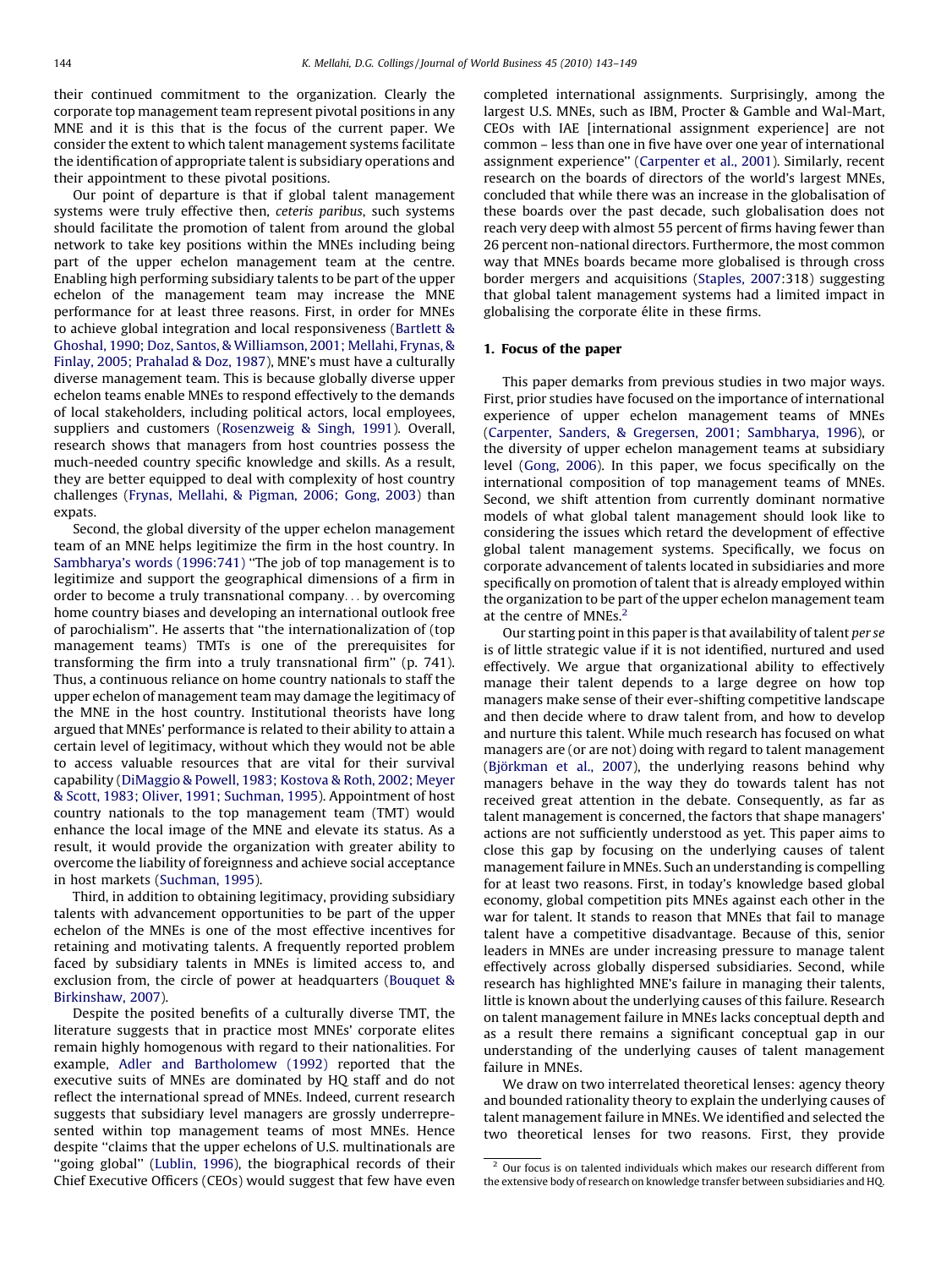their continued commitment to the organization. Clearly the corporate top management team represent pivotal positions in any MNE and it is this that is the focus of the current paper. We consider the extent to which talent management systems facilitate the identification of appropriate talent is subsidiary operations and their appointment to these pivotal positions.

Our point of departure is that if global talent management systems were truly effective then, *ceteris paribus*, such systems should facilitate the promotion of talent from around the global network to take key positions within the MNEs including being part of the upper echelon management team at the centre. Enabling high performing subsidiary talents to be part of the upper echelon of the management team may increase the MNE performance for at least three reasons. First, in order for MNEs to achieve global integration and local responsiveness (Bartlett & Ghoshal, 1990; Doz, Santos, & Williamson, 2001; Mellahi, Frynas, & Finlay, 2005; Prahalad & Doz, 1987), MNE's must have a culturally diverse management team. This is because globally diverse upper echelon teams enable MNEs to respond effectively to the demands of local stakeholders, including political actors, local employees, suppliers and customers (Rosenzweig & Singh, 1991). Overall, research shows that managers from host countries possess the much-needed country specific knowledge and skills. As a result, they are better equipped to deal with complexity of host country challenges (Frynas, Mellahi, & Pigman, 2006; Gong, 2003) than expats.

Second, the global diversity of the upper echelon management team of an MNE helps legitimize the firm in the host country. In Sambharya's words (1996:741) "The job of top management is to legitimize and support the geographical dimensions of a firm in order to become a truly transnational company... by overcoming home country biases and developing an international outlook free of parochialism". He asserts that "the internationalization of (top management teams) TMTs is one of the prerequisites for transforming the firm into a truly transnational firm" (p. 741). Thus, a continuous reliance on home country nationals to staff the upper echelon of management team may damage the legitimacy of the MNE in the host country. Institutional theorists have long argued that MNEs' performance is related to their ability to attain a certain level of legitimacy, without which they would not be able to access valuable resources that are vital for their survival capability (DiMaggio & Powell, 1983; Kostova & Roth, 2002; Meyer & Scott, 1983; Oliver, 1991; Suchman, 1995). Appointment of host country nationals to the top management team (TMT) would enhance the local image of the MNE and elevate its status. As a result, it would provide the organization with greater ability to overcome the liability of foreignness and achieve social acceptance in host markets (Suchman, 1995).

Third, in addition to obtaining legitimacy, providing subsidiary talents with advancement opportunities to be part of the upper echelon of the MNEs is one of the most effective incentives for retaining and motivating talents. A frequently reported problem faced by subsidiary talents in MNEs is limited access to, and exclusion from, the circle of power at headquarters (Bouquet & Birkinshaw, 2007).

Despite the posited benefits of a culturally diverse TMT, the literature suggests that in practice most MNEs' corporate elites remain highly homogenous with regard to their nationalities. For example, Adler and Bartholomew (1992) reported that the executive suits of MNEs are dominated by HQ staff and do not reflect the international spread of MNEs. Indeed, current research suggests that subsidiary level managers are grossly underrepresented within top management teams of most MNEs. Hence despite "claims that the upper echelons of U.S. multinationals are "going global" (Lublin, 1996), the biographical records of their Chief Executive Officers (CEOs) would suggest that few have even completed international assignments. Surprisingly, among the largest U.S. MNEs, such as IBM, Procter & Gamble and Wal-Mart, CEOs with IAE [international assignment experience] are not common – less than one in five have over one year of international assignment experience" (Carpenter et al., 2001). Similarly, recent research on the boards of directors of the world's largest MNEs, concluded that while there was an increase in the globalisation of these boards over the past decade, such globalisation does not reach very deep with almost 55 percent of firms having fewer than 26 percent non-national directors. Furthermore, the most common way that MNEs boards became more globalised is through cross border mergers and acquisitions (Staples, 2007:318) suggesting that global talent management systems had a limited impact in globalising the corporate élite in these firms.

## 1. Focus of the paper

This paper demarks from previous studies in two major ways. First, prior studies have focused on the importance of international experience of upper echelon management teams of MNEs (Carpenter, Sanders, & Gregersen, 2001; Sambharya, 1996), or the diversity of upper echelon management teams at subsidiary level (Gong, 2006). In this paper, we focus specifically on the international composition of top management teams of MNEs. Second, we shift attention from currently dominant normative models of what global talent management should look like to considering the issues which retard the development of effective global talent management systems. Specifically, we focus on corporate advancement of talents located in subsidiaries and more specifically on promotion of talent that is already employed within the organization to be part of the upper echelon management team at the centre of MNEs.[2]

Our starting point in this paper is that availability of talent *per se* is of little strategic value if it is not identified, nurtured and used effectively. We argue that organizational ability to effectively manage their talent depends to a large degree on how top managers make sense of their ever-shifting competitive landscape and then decide where to draw talent from, and how to develop and nurture this talent. While much research has focused on what managers are (or are not) doing with regard to talent management (Björkman et al., 2007), the underlying reasons behind why managers behave in the way they do towards talent has not received great attention in the debate. Consequently, as far as talent management is concerned, the factors that shape managers' actions are not sufficiently understood as yet. This paper aims to close this gap by focusing on the underlying causes of talent management failure in MNEs. Such an understanding is compelling for at least two reasons. First, in today's knowledge based global economy, global competition pits MNEs against each other in the war for talent. It stands to reason that MNEs that fail to manage talent have a competitive disadvantage. Because of this, senior leaders in MNEs are under increasing pressure to manage talent effectively across globally dispersed subsidiaries. Second, while research has highlighted MNE's failure in managing their talents, little is known about the underlying causes of this failure. Research on talent management failure in MNEs lacks conceptual depth and as a result there remains a significant conceptual gap in our understanding of the underlying causes of talent management failure in MNEs.

We draw on two interrelated theoretical lenses: agency theory and bounded rationality theory to explain the underlying causes of talent management failure in MNEs. We identified and selected the two theoretical lenses for two reasons. First, they provide

[2] Our focus is on talented individuals which makes our research different from the extensive body of research on knowledge transfer between subsidiaries and HQ.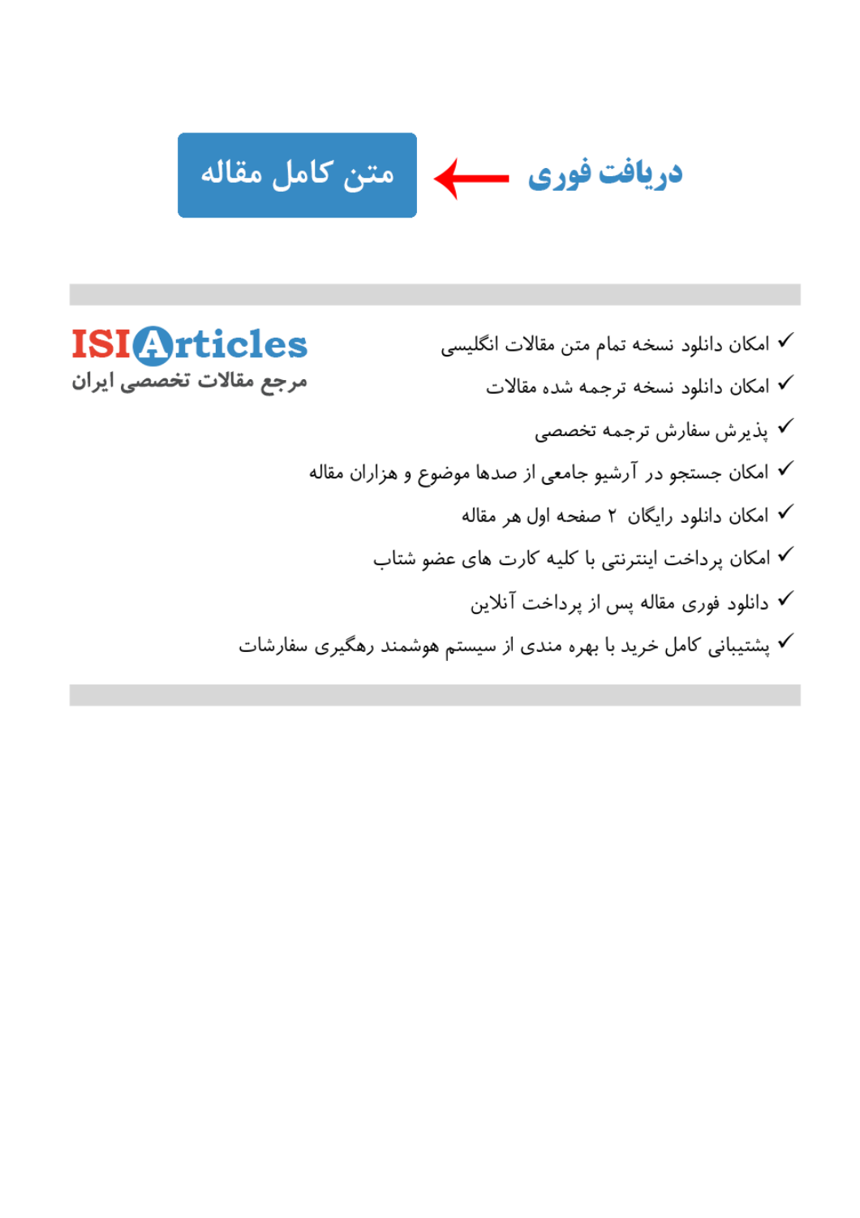دریافت فوری ← متن کامل مقاله

**ISIArticles**
مرجع مقالات تخصصی ایران

- ✓ امکان دانلود نسخه تمام متن مقالات انگلیسی
- ✓ امکان دانلود نسخه ترجمه شده مقالات
- ✓ پذیرش سفارش ترجمه تخصصی
- ✓ امکان جستجو در آرشیو جامعی از صدها موضوع و هزاران مقاله
- ✓ امکان دانلود رایگان ۲ صفحه اول هر مقاله
- ✓ امکان پرداخت اینترنتی با کلیه کارت های عضو شتاب
- ✓ دانلود فوری مقاله پس از پرداخت آنلاین
- ✓ پشتیبانی کامل خرید با بهره مندی از سیستم هوشمند رهگیری سفارشات